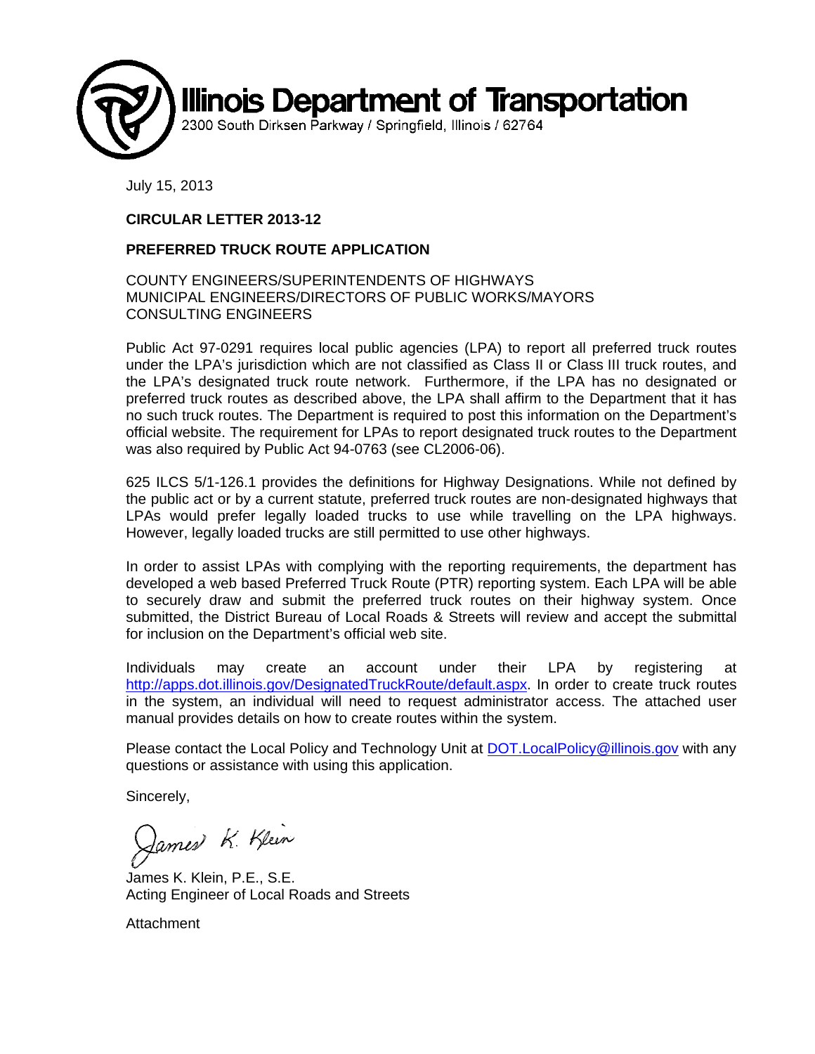# Illinois Department of Transportation

2300 South Dirksen Parkway / Springfield, Illinois / 62764

July 15, 2013

**CIRCULAR LETTER 2013-12**

**PREFERRED TRUCK ROUTE APPLICATION**

COUNTY ENGINEERS/SUPERINTENDENTS OF HIGHWAYS
MUNICIPAL ENGINEERS/DIRECTORS OF PUBLIC WORKS/MAYORS
CONSULTING ENGINEERS

Public Act 97-0291 requires local public agencies (LPA) to report all preferred truck routes under the LPA's jurisdiction which are not classified as Class II or Class III truck routes, and the LPA's designated truck route network. Furthermore, if the LPA has no designated or preferred truck routes as described above, the LPA shall affirm to the Department that it has no such truck routes. The Department is required to post this information on the Department's official website. The requirement for LPAs to report designated truck routes to the Department was also required by Public Act 94-0763 (see CL2006-06).

625 ILCS 5/1-126.1 provides the definitions for Highway Designations. While not defined by the public act or by a current statute, preferred truck routes are non-designated highways that LPAs would prefer legally loaded trucks to use while travelling on the LPA highways. However, legally loaded trucks are still permitted to use other highways.

In order to assist LPAs with complying with the reporting requirements, the department has developed a web based Preferred Truck Route (PTR) reporting system. Each LPA will be able to securely draw and submit the preferred truck routes on their highway system. Once submitted, the District Bureau of Local Roads & Streets will review and accept the submittal for inclusion on the Department's official web site.

Individuals may create an account under their LPA by registering at http://apps.dot.illinois.gov/DesignatedTruckRoute/default.aspx. In order to create truck routes in the system, an individual will need to request administrator access. The attached user manual provides details on how to create routes within the system.

Please contact the Local Policy and Technology Unit at DOT.LocalPolicy@illinois.gov with any questions or assistance with using this application.

Sincerely,

James K. Klein

James K. Klein, P.E., S.E.
Acting Engineer of Local Roads and Streets

Attachment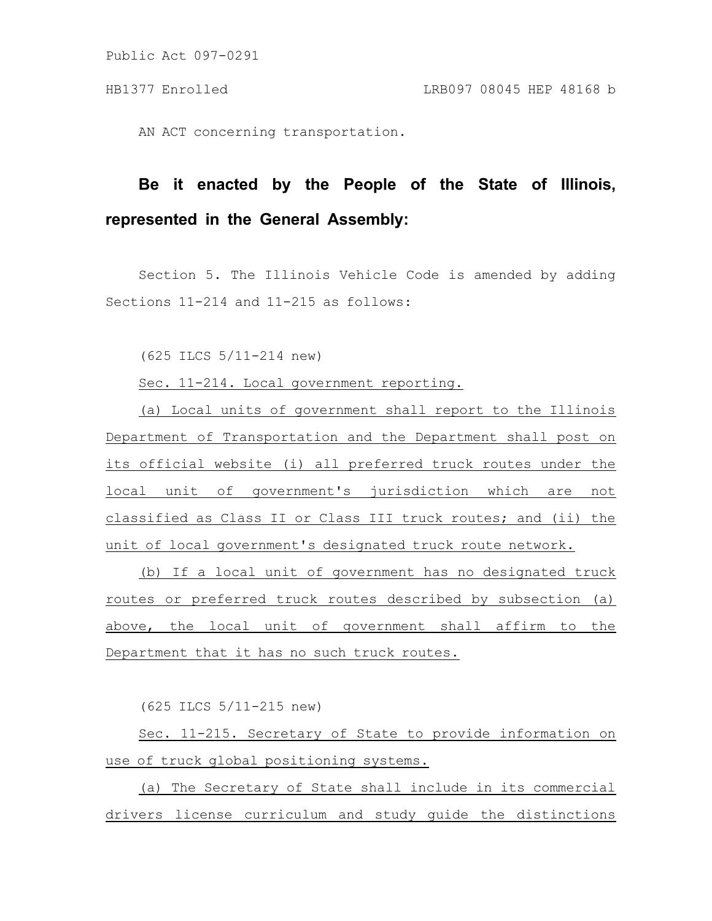AN ACT concerning transportation.

**Be it enacted by the People of the State of Illinois, represented in the General Assembly:**

Section 5. The Illinois Vehicle Code is amended by adding Sections 11-214 and 11-215 as follows:

(625 ILCS 5/11-214 new)

Sec. 11-214. Local government reporting.

(a) Local units of government shall report to the Illinois Department of Transportation and the Department shall post on its official website (i) all preferred truck routes under the local unit of government's jurisdiction which are not classified as Class II or Class III truck routes; and (ii) the unit of local government's designated truck route network.

(b) If a local unit of government has no designated truck routes or preferred truck routes described by subsection (a) above, the local unit of government shall affirm to the Department that it has no such truck routes.

(625 ILCS 5/11-215 new)

Sec. 11-215. Secretary of State to provide information on use of truck global positioning systems.

(a) The Secretary of State shall include in its commercial drivers license curriculum and study guide the distinctions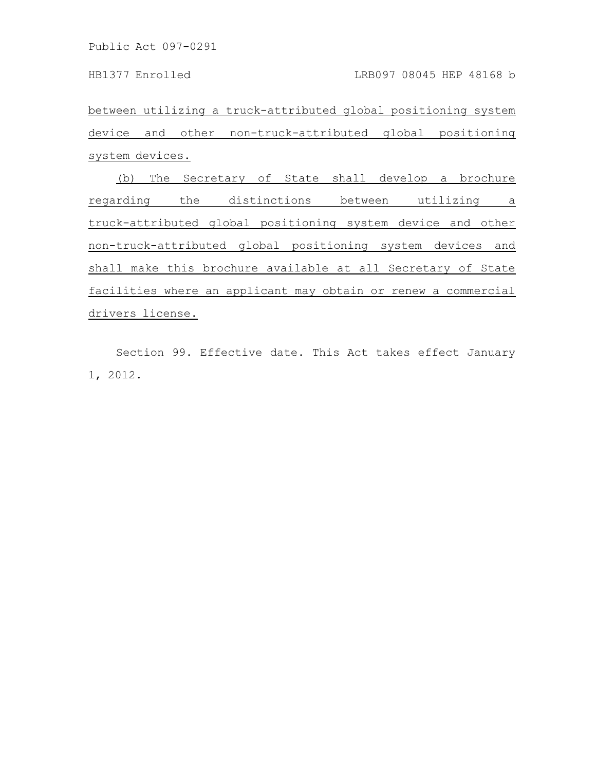between utilizing a truck-attributed global positioning system device and other non-truck-attributed global positioning system devices.

(b) The Secretary of State shall develop a brochure regarding the distinctions between utilizing a truck-attributed global positioning system device and other non-truck-attributed global positioning system devices and shall make this brochure available at all Secretary of State facilities where an applicant may obtain or renew a commercial drivers license.

Section 99. Effective date. This Act takes effect January 1, 2012.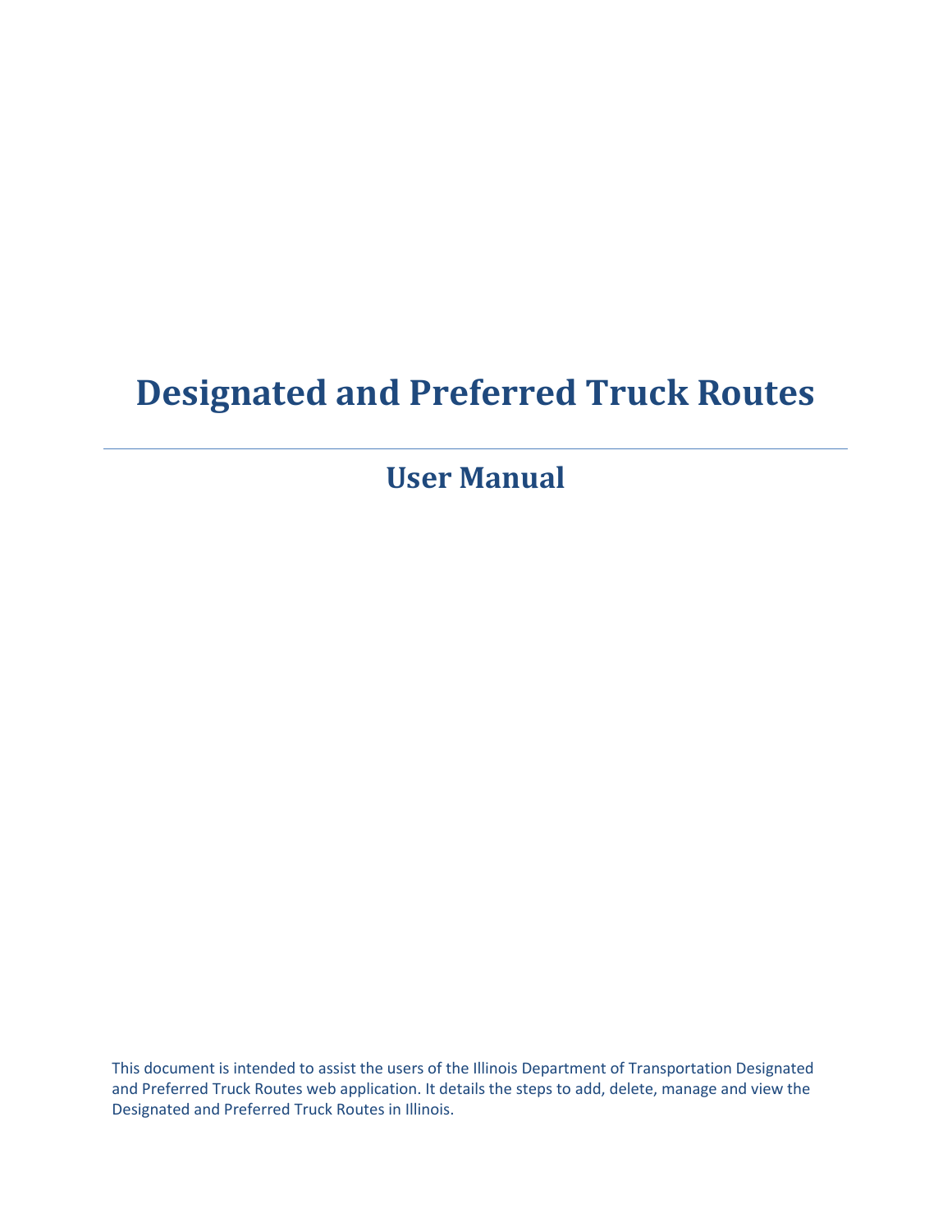# Designated and Preferred Truck Routes

## User Manual

This document is intended to assist the users of the Illinois Department of Transportation Designated and Preferred Truck Routes web application. It details the steps to add, delete, manage and view the Designated and Preferred Truck Routes in Illinois.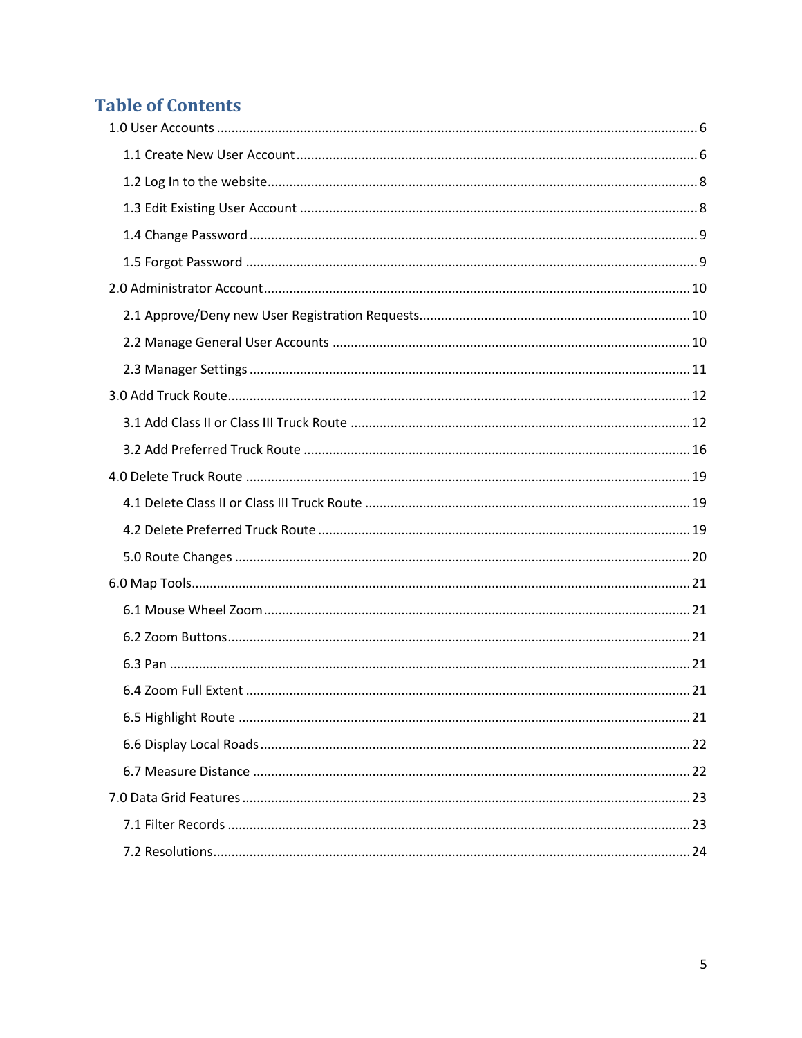# Table of Contents

1.0 User Accounts ........................................................................................................................ 6

- 1.1 Create New User Account .................................................................................................. 6
- 1.2 Log In to the website......................................................................................................... 8
- 1.3 Edit Existing User Account ................................................................................................. 8
- 1.4 Change Password .............................................................................................................. 9
- 1.5 Forgot Password ............................................................................................................... 9

2.0 Administrator Account.......................................................................................................... 10

- 2.1 Approve/Deny new User Registration Requests................................................................ 10
- 2.2 Manage General User Accounts ....................................................................................... 10
- 2.3 Manager Settings ............................................................................................................ 11

3.0 Add Truck Route................................................................................................................... 12

- 3.1 Add Class II or Class III Truck Route ................................................................................. 12
- 3.2 Add Preferred Truck Route .............................................................................................. 16

4.0 Delete Truck Route .............................................................................................................. 19

- 4.1 Delete Class II or Class III Truck Route ............................................................................. 19
- 4.2 Delete Preferred Truck Route .......................................................................................... 19
- 5.0 Route Changes ................................................................................................................ 20

6.0 Map Tools............................................................................................................................. 21

- 6.1 Mouse Wheel Zoom......................................................................................................... 21
- 6.2 Zoom Buttons.................................................................................................................. 21
- 6.3 Pan .................................................................................................................................. 21
- 6.4 Zoom Full Extent ............................................................................................................. 21
- 6.5 Highlight Route ............................................................................................................... 21
- 6.6 Display Local Roads......................................................................................................... 22
- 6.7 Measure Distance ........................................................................................................... 22

7.0 Data Grid Features ............................................................................................................... 23

- 7.1 Filter Records .................................................................................................................. 23
- 7.2 Resolutions...................................................................................................................... 24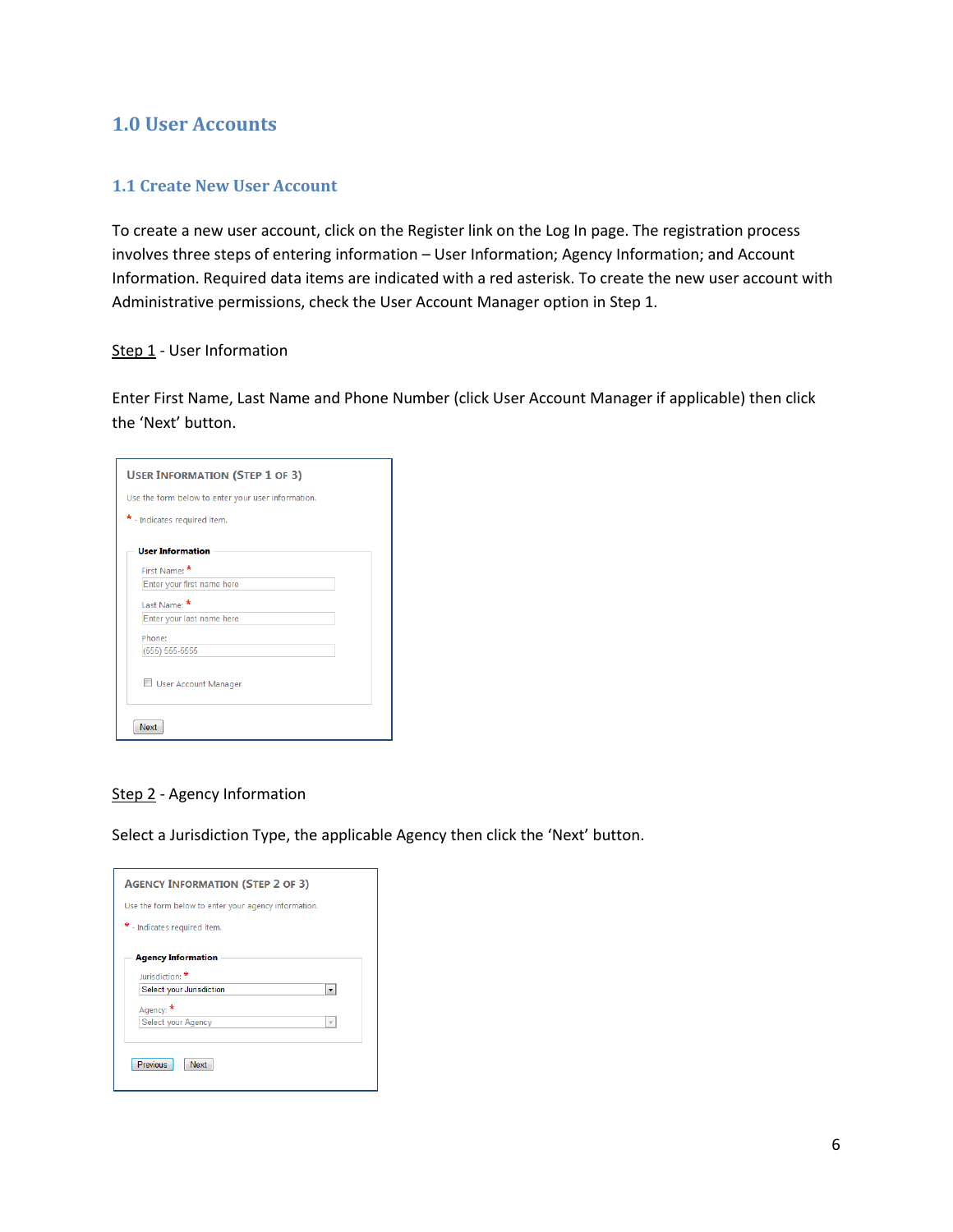# 1.0 User Accounts

## 1.1 Create New User Account

To create a new user account, click on the Register link on the Log In page. The registration process involves three steps of entering information – User Information; Agency Information; and Account Information. Required data items are indicated with a red asterisk. To create the new user account with Administrative permissions, check the User Account Manager option in Step 1.

Step 1 - User Information

Enter First Name, Last Name and Phone Number (click User Account Manager if applicable) then click the 'Next' button.

USER INFORMATION (STEP 1 OF 3)

Use the form below to enter your user information.

* - Indicates required item.

**User Information**

First Name: *
Enter your first name here

Last Name: *
Enter your last name here

Phone:
(555) 555-5555

User Account Manager

Next

Step 2 - Agency Information

Select a Jurisdiction Type, the applicable Agency then click the 'Next' button.

AGENCY INFORMATION (STEP 2 OF 3)

Use the form below to enter your agency information.

* - Indicates required item.

**Agency Information**

Jurisdiction: *
Select your Jurisdiction

Agency: *
Select your Agency

Previous Next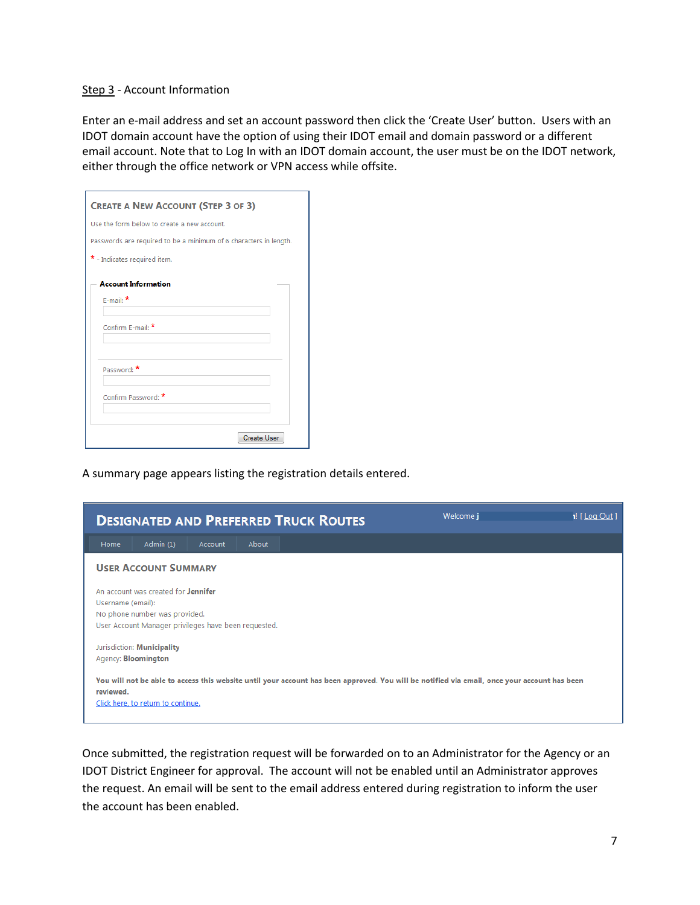Step 3 - Account Information

Enter an e-mail address and set an account password then click the 'Create User' button. Users with an IDOT domain account have the option of using their IDOT email and domain password or a different email account. Note that to Log In with an IDOT domain account, the user must be on the IDOT network, either through the office network or VPN access while offsite.

**CREATE A NEW ACCOUNT (STEP 3 OF 3)**

Use the form below to create a new account.

Passwords are required to be a minimum of 6 characters in length.

* - Indicates required item.

**Account Information**

E-mail: *

Confirm E-mail: *

Password: *

Confirm Password: *

Create User

A summary page appears listing the registration details entered.

**DESIGNATED AND PREFERRED TRUCK ROUTES**

Welcome j ! [ Log Out ]

Home | Admin (1) | Account | About

**USER ACCOUNT SUMMARY**

An account was created for **Jennifer**
Username (email):
No phone number was provided.
User Account Manager privileges have been requested.

Jurisdiction: **Municipality**
Agency: **Bloomington**

**You will not be able to access this website until your account has been approved. You will be notified via email, once your account has been reviewed.**
Click here, to return to continue.

Once submitted, the registration request will be forwarded on to an Administrator for the Agency or an IDOT District Engineer for approval. The account will not be enabled until an Administrator approves the request. An email will be sent to the email address entered during registration to inform the user the account has been enabled.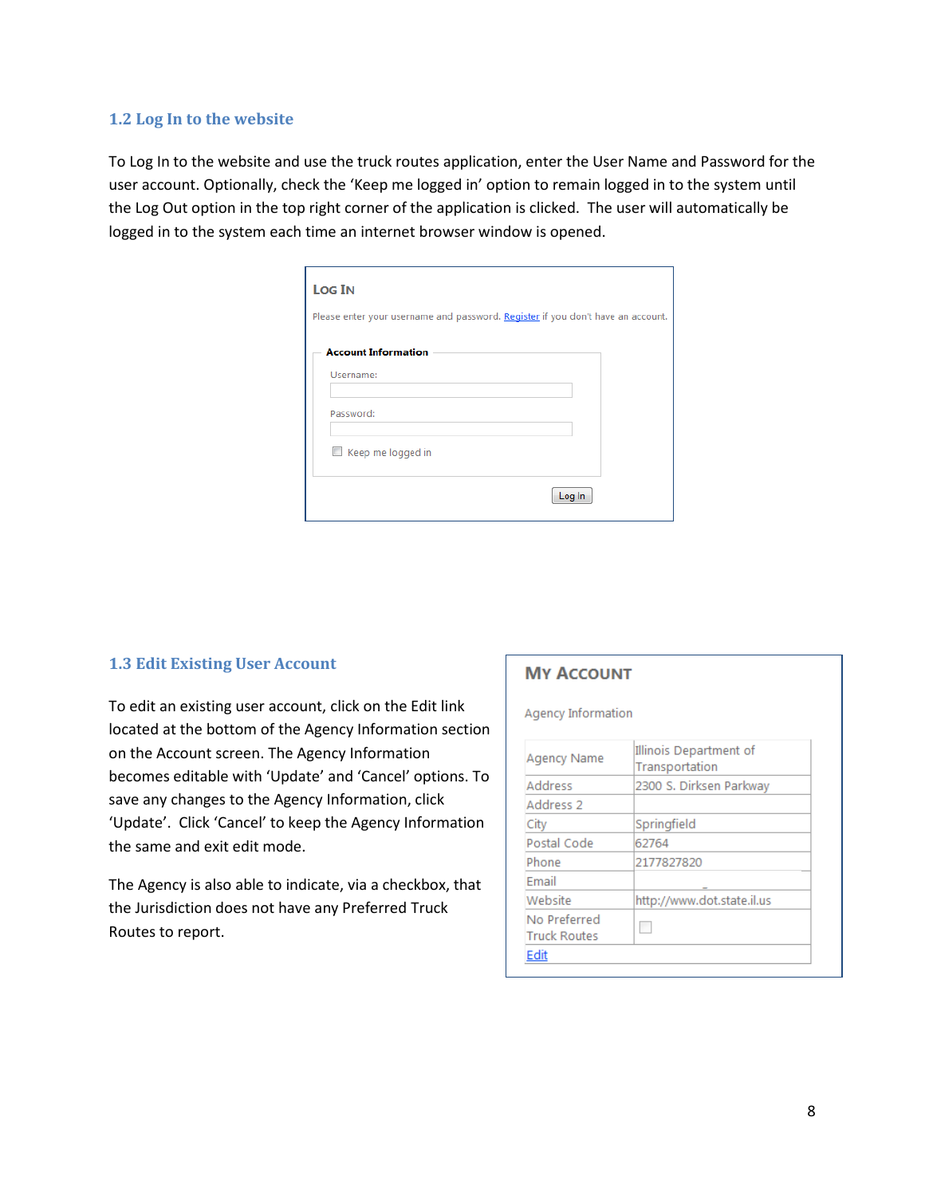## 1.2 Log In to the website

To Log In to the website and use the truck routes application, enter the User Name and Password for the user account. Optionally, check the 'Keep me logged in' option to remain logged in to the system until the Log Out option in the top right corner of the application is clicked. The user will automatically be logged in to the system each time an internet browser window is opened.

**LOG IN**

Please enter your username and password. Register if you don't have an account.

**Account Information**

Username:

Password:

☐ Keep me logged in

Log In

## 1.3 Edit Existing User Account

To edit an existing user account, click on the Edit link located at the bottom of the Agency Information section on the Account screen. The Agency Information becomes editable with 'Update' and 'Cancel' options. To save any changes to the Agency Information, click 'Update'. Click 'Cancel' to keep the Agency Information the same and exit edit mode.

The Agency is also able to indicate, via a checkbox, that the Jurisdiction does not have any Preferred Truck Routes to report.

**MY ACCOUNT**

Agency Information

| | |
|---|---|
| Agency Name | Illinois Department of Transportation |
| Address | 2300 S. Dirksen Parkway |
| Address 2 | |
| City | Springfield |
| Postal Code | 62764 |
| Phone | 2177827820 |
| Email | |
| Website | http://www.dot.state.il.us |
| No Preferred Truck Routes | ☐ |

Edit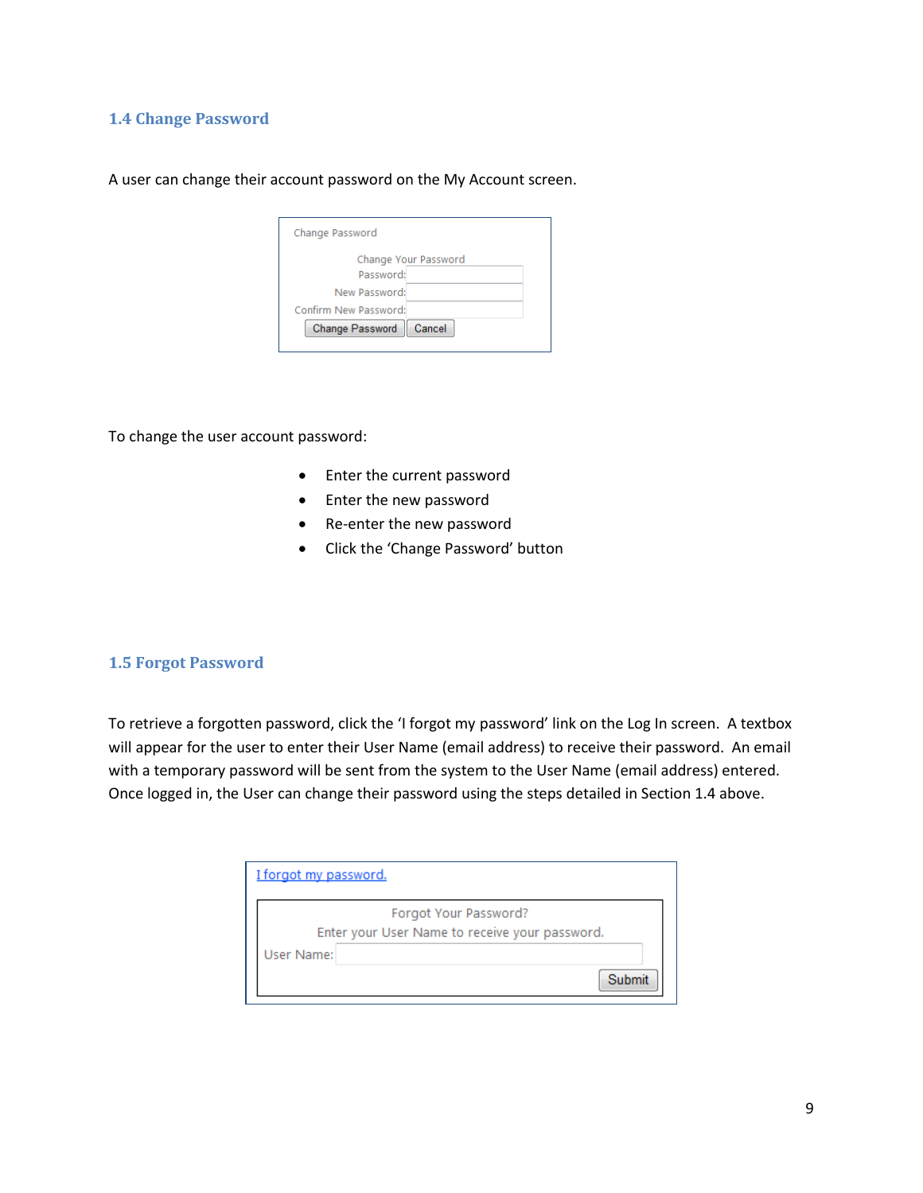### 1.4 Change Password

A user can change their account password on the My Account screen.

To change the user account password:

- Enter the current password
- Enter the new password
- Re-enter the new password
- Click the 'Change Password' button

### 1.5 Forgot Password

To retrieve a forgotten password, click the 'I forgot my password' link on the Log In screen. A textbox will appear for the user to enter their User Name (email address) to receive their password. An email with a temporary password will be sent from the system to the User Name (email address) entered. Once logged in, the User can change their password using the steps detailed in Section 1.4 above.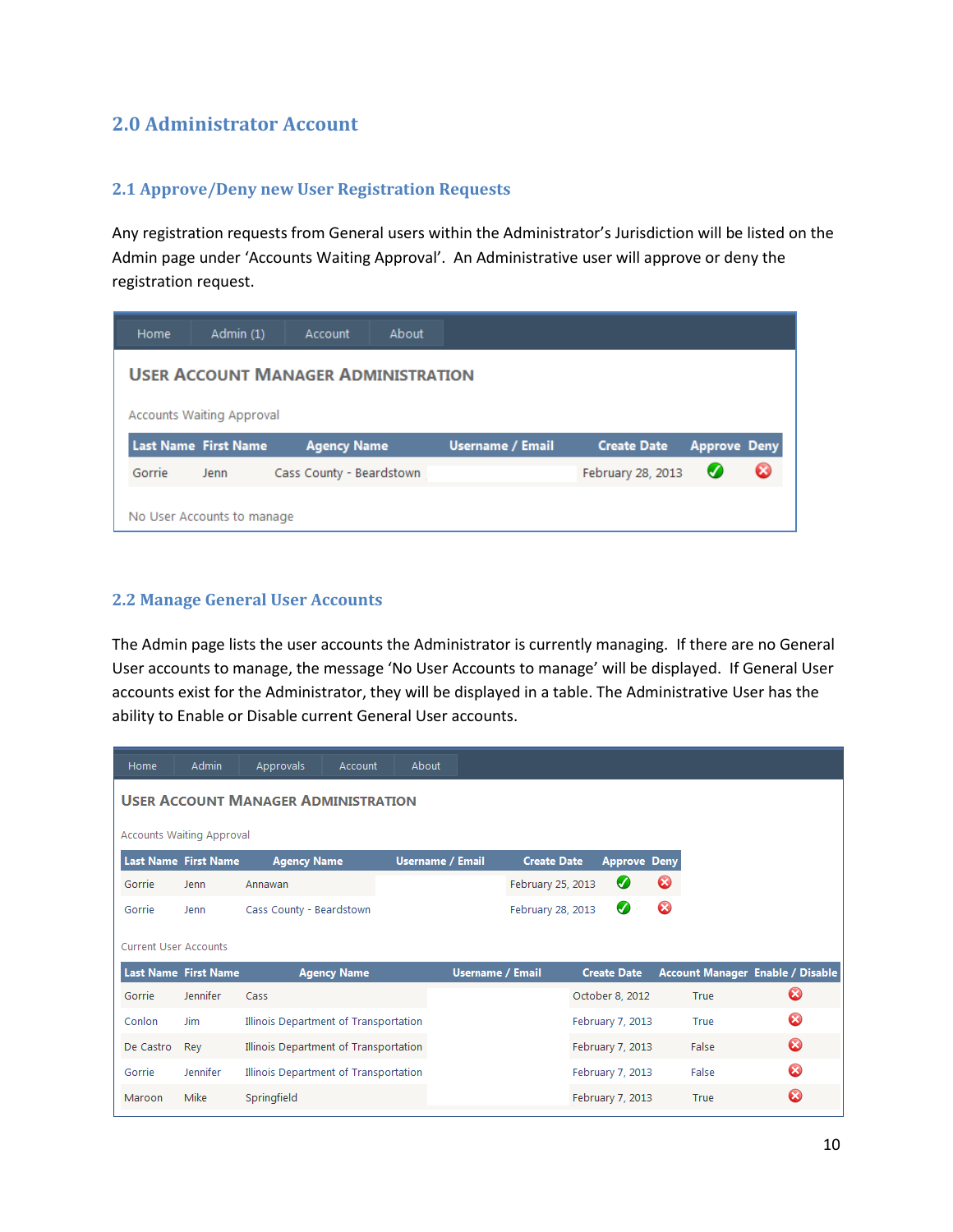## 2.0 Administrator Account

### 2.1 Approve/Deny new User Registration Requests

Any registration requests from General users within the Administrator's Jurisdiction will be listed on the Admin page under 'Accounts Waiting Approval'. An Administrative user will approve or deny the registration request.

Home | Admin (1) | Account | About

**USER ACCOUNT MANAGER ADMINISTRATION**

Accounts Waiting Approval

| Last Name | First Name | Agency Name | Username / Email | Create Date | Approve | Deny |
|---|---|---|---|---|---|---|
| Gorrie | Jenn | Cass County - Beardstown | | February 28, 2013 | ✓ | ✗ |

No User Accounts to manage

### 2.2 Manage General User Accounts

The Admin page lists the user accounts the Administrator is currently managing. If there are no General User accounts to manage, the message 'No User Accounts to manage' will be displayed. If General User accounts exist for the Administrator, they will be displayed in a table. The Administrative User has the ability to Enable or Disable current General User accounts.

Home | Admin | Approvals | Account | About

**USER ACCOUNT MANAGER ADMINISTRATION**

Accounts Waiting Approval

| Last Name | First Name | Agency Name | Username / Email | Create Date | Approve | Deny |
|---|---|---|---|---|---|---|
| Gorrie | Jenn | Annawan | | February 25, 2013 | ✓ | ✗ |
| Gorrie | Jenn | Cass County - Beardstown | | February 28, 2013 | ✓ | ✗ |

Current User Accounts

| Last Name | First Name | Agency Name | Username / Email | Create Date | Account Manager | Enable / Disable |
|---|---|---|---|---|---|---|
| Gorrie | Jennifer | Cass | | October 8, 2012 | True | ✗ |
| Conlon | Jim | Illinois Department of Transportation | | February 7, 2013 | True | ✗ |
| De Castro | Rey | Illinois Department of Transportation | | February 7, 2013 | False | ✗ |
| Gorrie | Jennifer | Illinois Department of Transportation | | February 7, 2013 | False | ✗ |
| Maroon | Mike | Springfield | | February 7, 2013 | True | ✗ |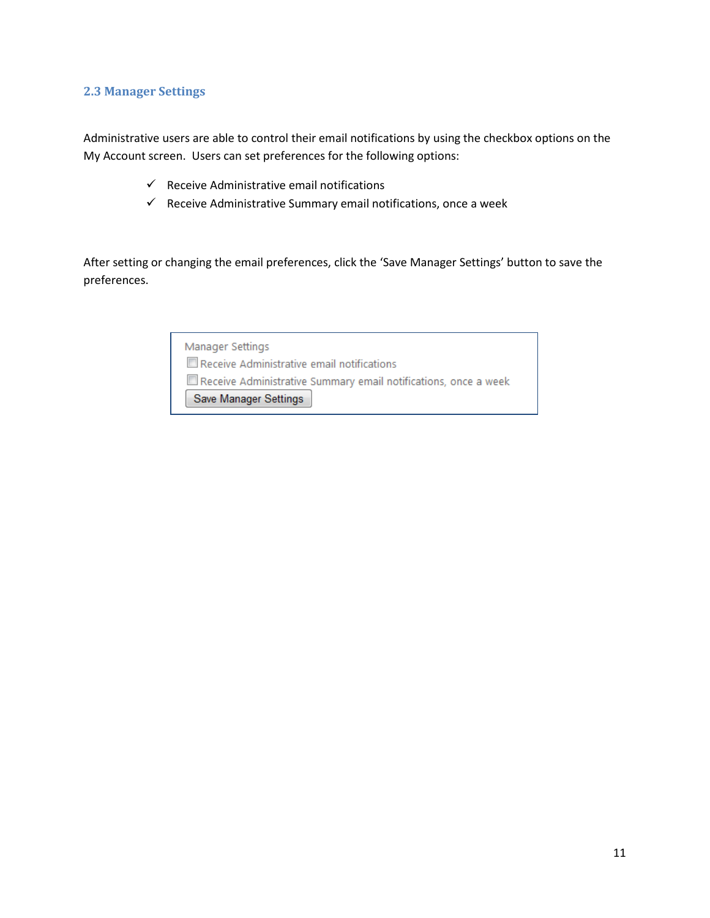## 2.3 Manager Settings

Administrative users are able to control their email notifications by using the checkbox options on the My Account screen. Users can set preferences for the following options:

- ✓ Receive Administrative email notifications
- ✓ Receive Administrative Summary email notifications, once a week

After setting or changing the email preferences, click the 'Save Manager Settings' button to save the preferences.

Manager Settings

- [ ] Receive Administrative email notifications
- [ ] Receive Administrative Summary email notifications, once a week

Save Manager Settings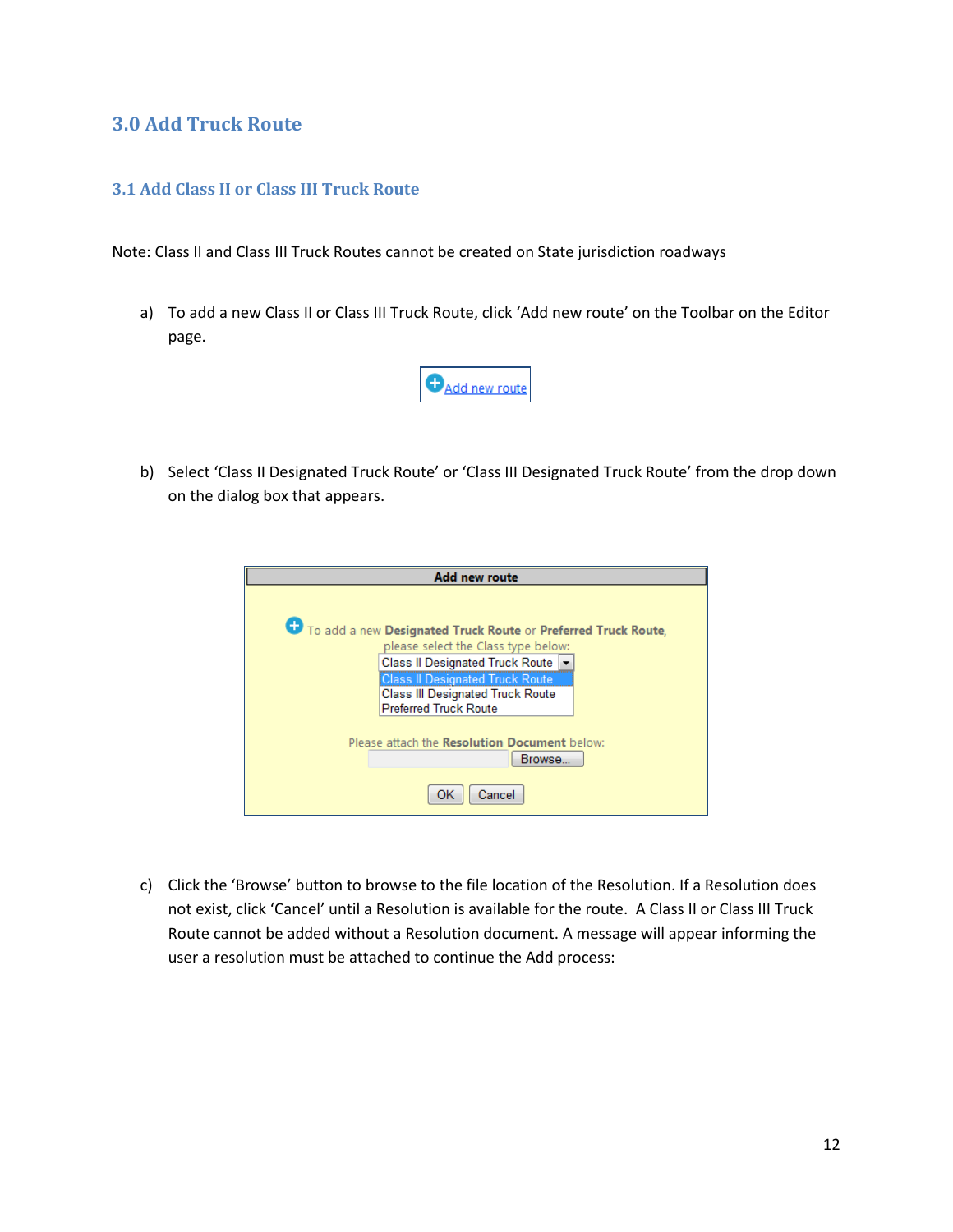# 3.0 Add Truck Route

## 3.1 Add Class II or Class III Truck Route

Note: Class II and Class III Truck Routes cannot be created on State jurisdiction roadways

a) To add a new Class II or Class III Truck Route, click 'Add new route' on the Toolbar on the Editor page.

b) Select 'Class II Designated Truck Route' or 'Class III Designated Truck Route' from the drop down on the dialog box that appears.

c) Click the 'Browse' button to browse to the file location of the Resolution. If a Resolution does not exist, click 'Cancel' until a Resolution is available for the route. A Class II or Class III Truck Route cannot be added without a Resolution document. A message will appear informing the user a resolution must be attached to continue the Add process: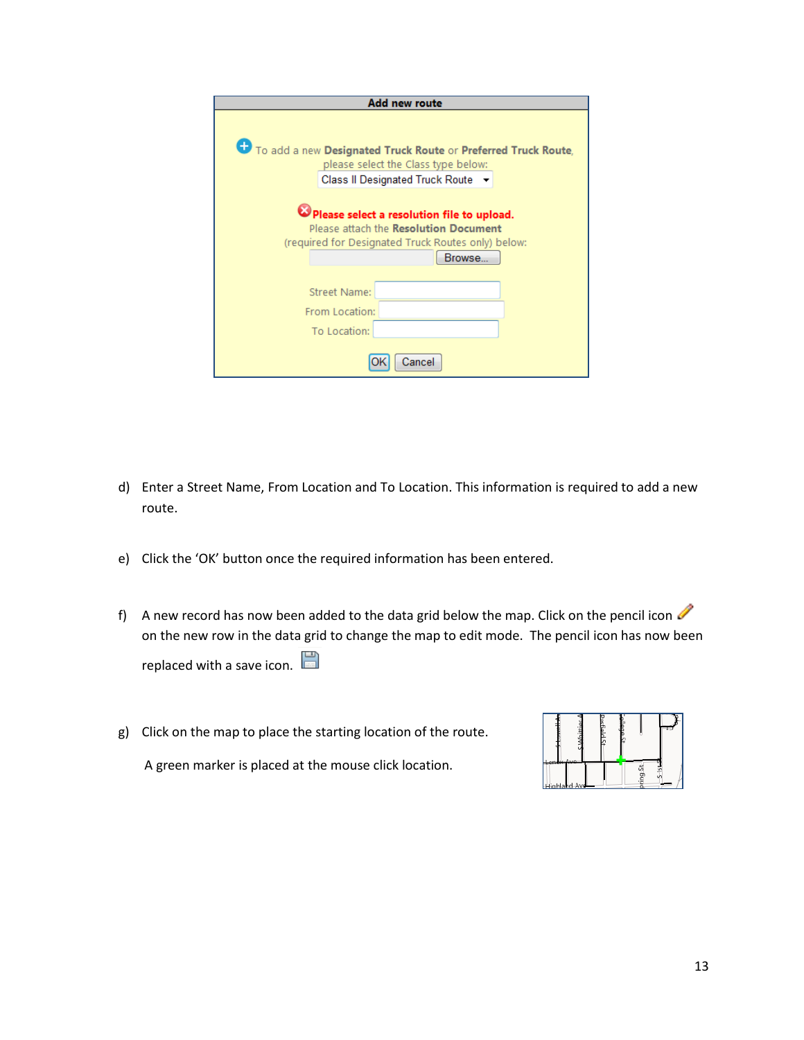d) Enter a Street Name, From Location and To Location. This information is required to add a new route.

e) Click the ‘OK’ button once the required information has been entered.

f) A new record has now been added to the data grid below the map. Click on the pencil icon on the new row in the data grid to change the map to edit mode. The pencil icon has now been replaced with a save icon.

g) Click on the map to place the starting location of the route.

   A green marker is placed at the mouse click location.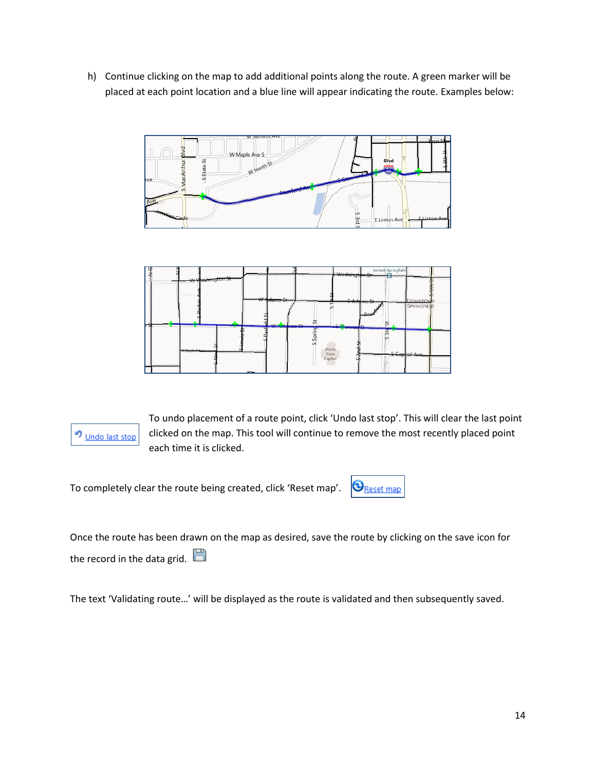h) Continue clicking on the map to add additional points along the route. A green marker will be placed at each point location and a blue line will appear indicating the route. Examples below:

Undo last stop

To undo placement of a route point, click 'Undo last stop'. This will clear the last point clicked on the map. This tool will continue to remove the most recently placed point each time it is clicked.

To completely clear the route being created, click 'Reset map'. Reset map

Once the route has been drawn on the map as desired, save the route by clicking on the save icon for the record in the data grid.

The text 'Validating route…' will be displayed as the route is validated and then subsequently saved.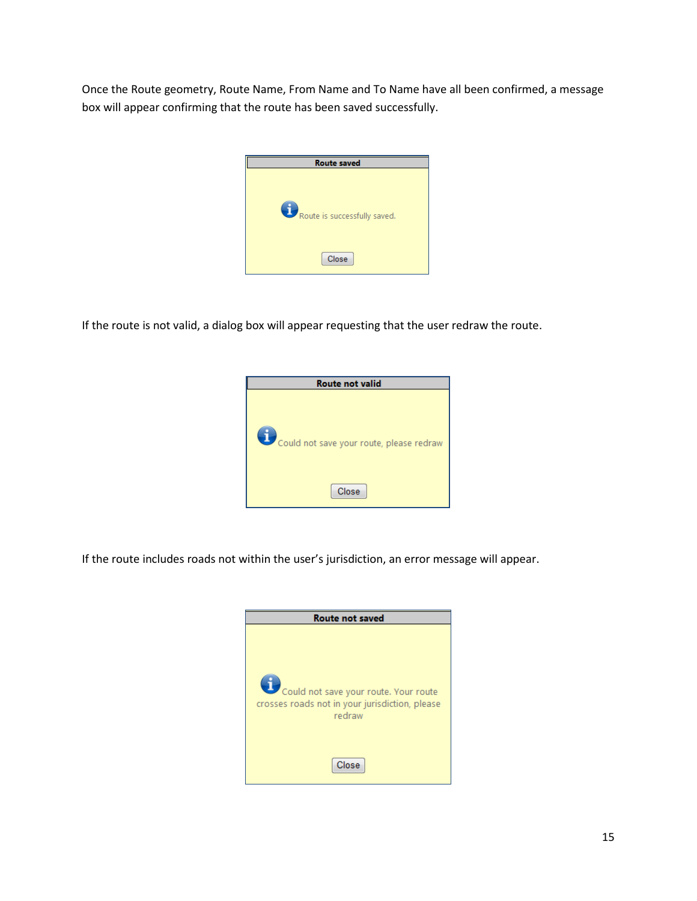Once the Route geometry, Route Name, From Name and To Name have all been confirmed, a message box will appear confirming that the route has been saved successfully.

**Route saved**

Route is successfully saved.

Close

If the route is not valid, a dialog box will appear requesting that the user redraw the route.

**Route not valid**

Could not save your route, please redraw

Close

If the route includes roads not within the user's jurisdiction, an error message will appear.

**Route not saved**

Could not save your route. Your route crosses roads not in your jurisdiction, please redraw

Close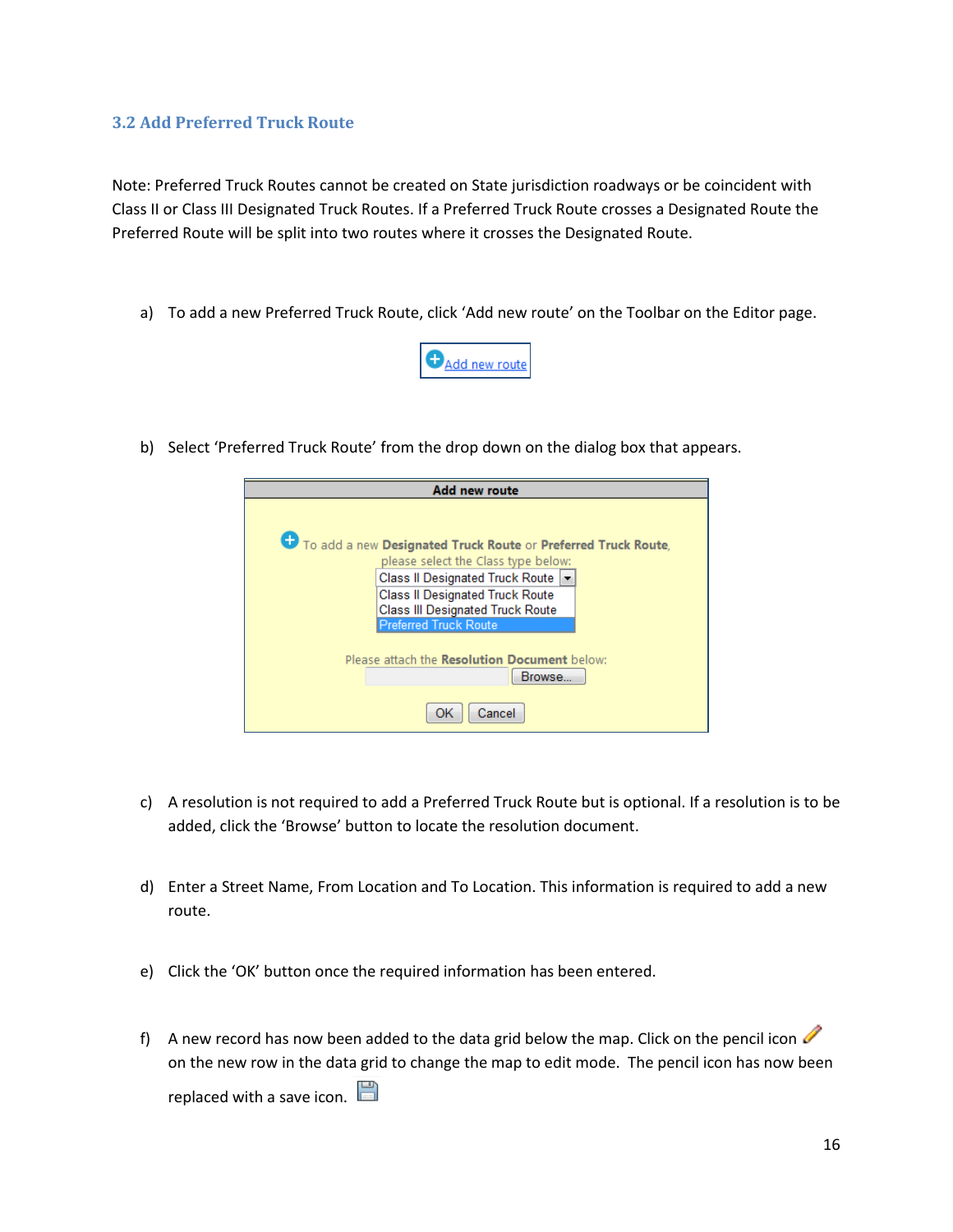### 3.2 Add Preferred Truck Route

Note: Preferred Truck Routes cannot be created on State jurisdiction roadways or be coincident with Class II or Class III Designated Truck Routes. If a Preferred Truck Route crosses a Designated Route the Preferred Route will be split into two routes where it crosses the Designated Route.

a) To add a new Preferred Truck Route, click 'Add new route' on the Toolbar on the Editor page.

b) Select 'Preferred Truck Route' from the drop down on the dialog box that appears.

c) A resolution is not required to add a Preferred Truck Route but is optional. If a resolution is to be added, click the 'Browse' button to locate the resolution document.

d) Enter a Street Name, From Location and To Location. This information is required to add a new route.

e) Click the 'OK' button once the required information has been entered.

f) A new record has now been added to the data grid below the map. Click on the pencil icon on the new row in the data grid to change the map to edit mode. The pencil icon has now been replaced with a save icon.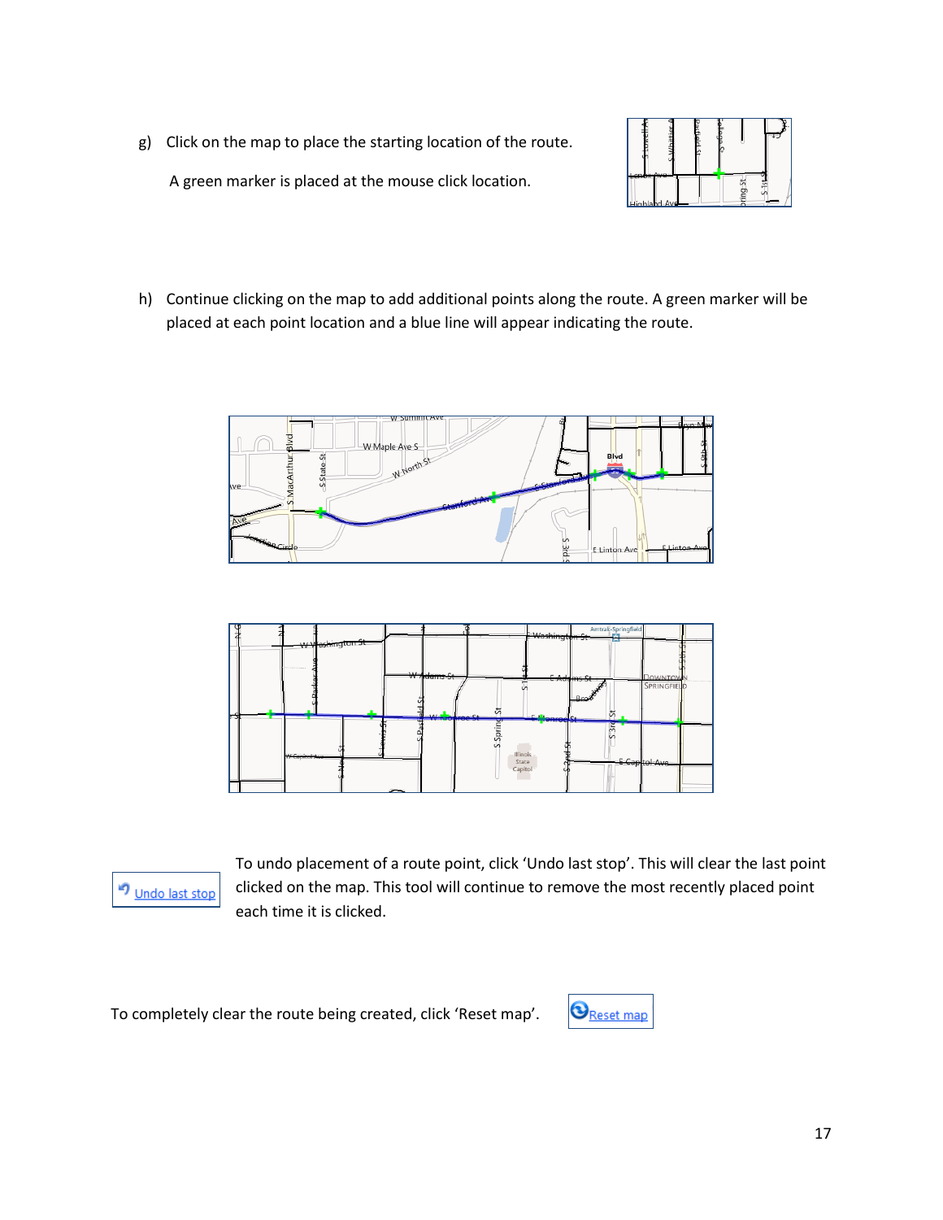g) Click on the map to place the starting location of the route.

   A green marker is placed at the mouse click location.

h) Continue clicking on the map to add additional points along the route. A green marker will be placed at each point location and a blue line will appear indicating the route.

Undo last stop

To undo placement of a route point, click 'Undo last stop'. This will clear the last point clicked on the map. This tool will continue to remove the most recently placed point each time it is clicked.

To completely clear the route being created, click 'Reset map'.

Reset map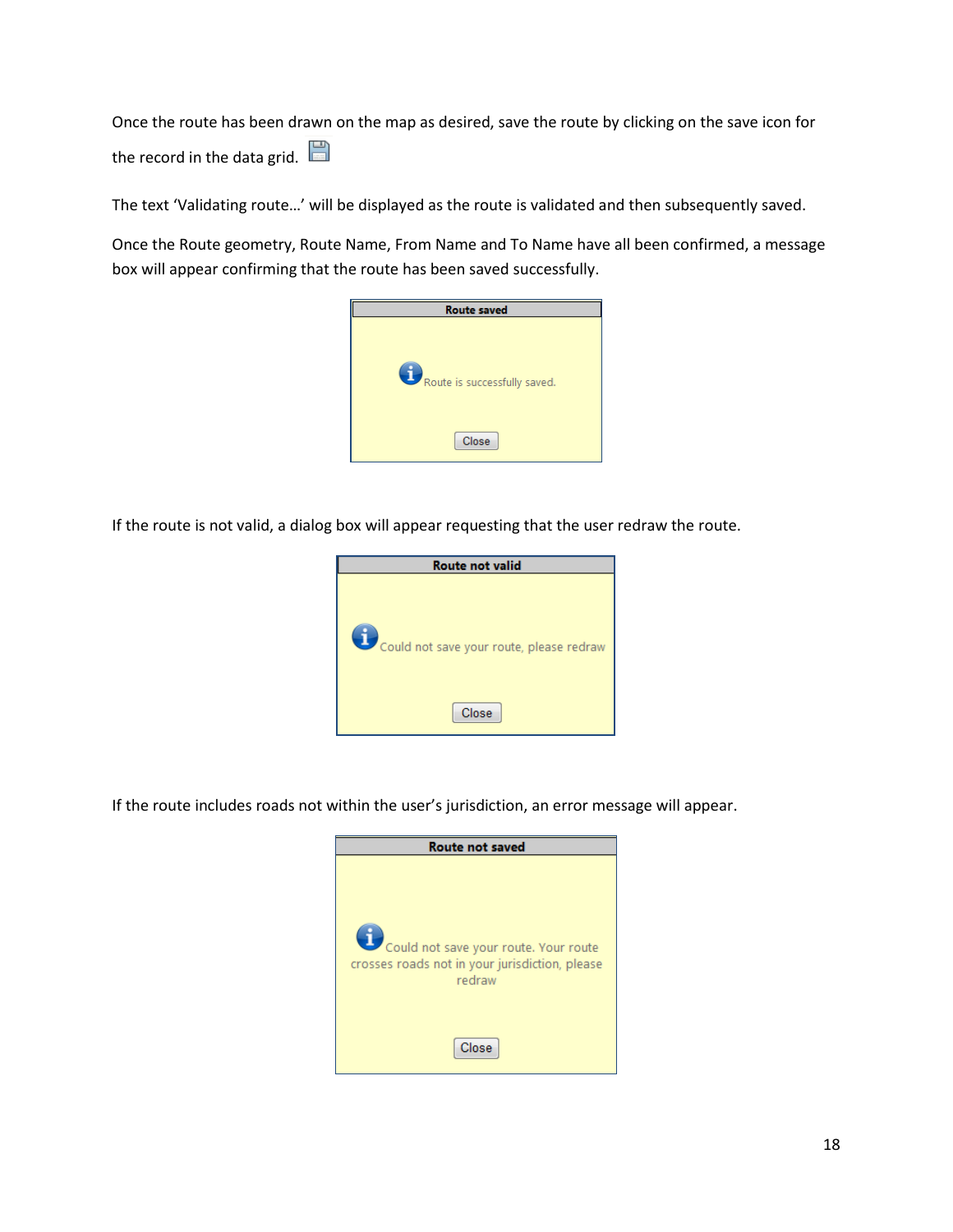Once the route has been drawn on the map as desired, save the route by clicking on the save icon for the record in the data grid.

The text 'Validating route…' will be displayed as the route is validated and then subsequently saved.

Once the Route geometry, Route Name, From Name and To Name have all been confirmed, a message box will appear confirming that the route has been saved successfully.

**Route saved**

Route is successfully saved.

Close

If the route is not valid, a dialog box will appear requesting that the user redraw the route.

**Route not valid**

Could not save your route, please redraw

Close

If the route includes roads not within the user's jurisdiction, an error message will appear.

**Route not saved**

Could not save your route. Your route crosses roads not in your jurisdiction, please redraw

Close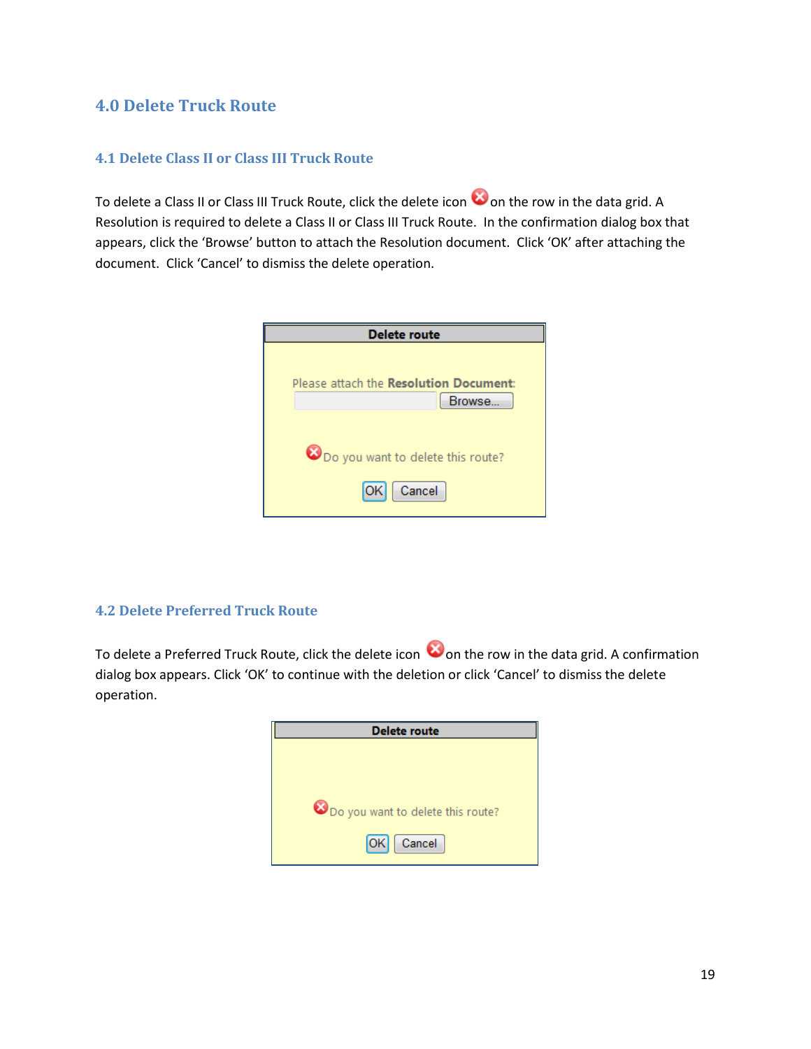# 4.0 Delete Truck Route

## 4.1 Delete Class II or Class III Truck Route

To delete a Class II or Class III Truck Route, click the delete icon on the row in the data grid. A Resolution is required to delete a Class II or Class III Truck Route. In the confirmation dialog box that appears, click the 'Browse' button to attach the Resolution document. Click 'OK' after attaching the document. Click 'Cancel' to dismiss the delete operation.

## 4.2 Delete Preferred Truck Route

To delete a Preferred Truck Route, click the delete icon on the row in the data grid. A confirmation dialog box appears. Click 'OK' to continue with the deletion or click 'Cancel' to dismiss the delete operation.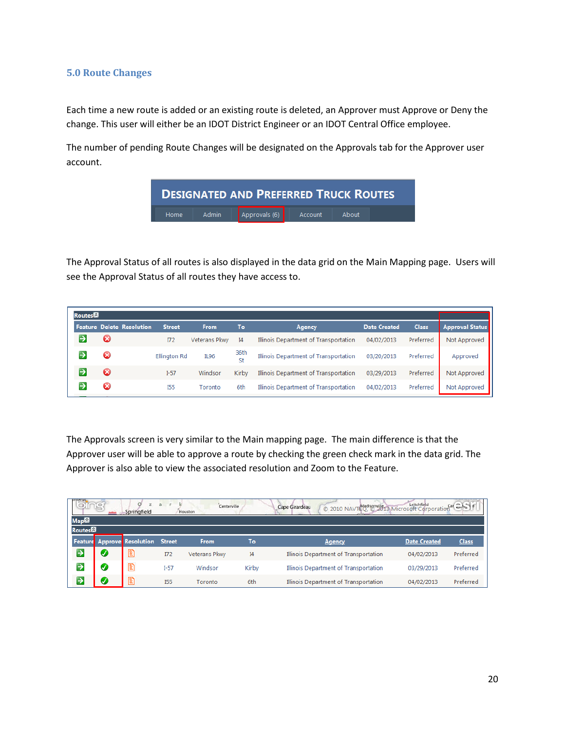## 5.0 Route Changes

Each time a new route is added or an existing route is deleted, an Approver must Approve or Deny the change. This user will either be an IDOT District Engineer or an IDOT Central Office employee.

The number of pending Route Changes will be designated on the Approvals tab for the Approver user account.

The Approval Status of all routes is also displayed in the data grid on the Main Mapping page. Users will see the Approval Status of all routes they have access to.

The Approvals screen is very similar to the Main mapping page. The main difference is that the Approver user will be able to approve a route by checking the green check mark in the data grid. The Approver is also able to view the associated resolution and Zoom to the Feature.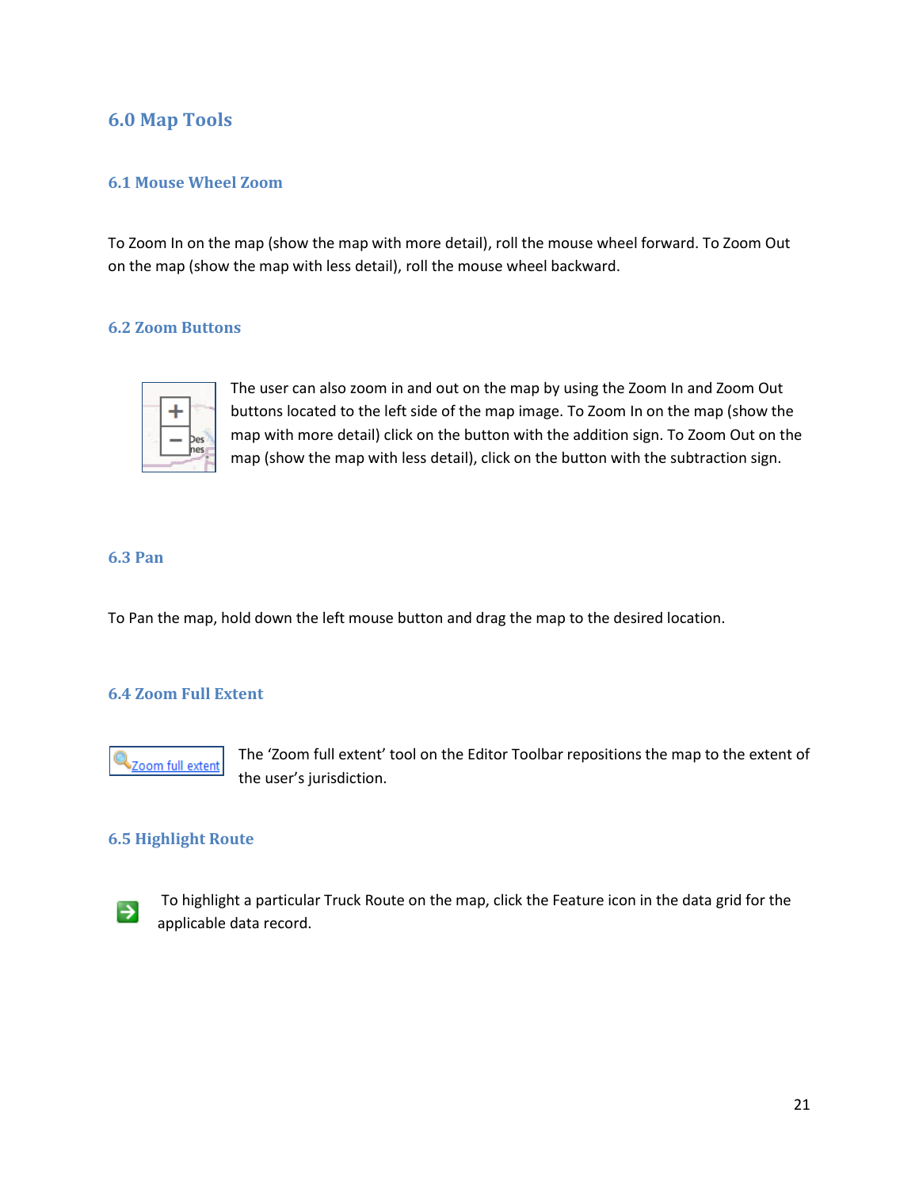# 6.0 Map Tools

## 6.1 Mouse Wheel Zoom

To Zoom In on the map (show the map with more detail), roll the mouse wheel forward. To Zoom Out on the map (show the map with less detail), roll the mouse wheel backward.

## 6.2 Zoom Buttons

The user can also zoom in and out on the map by using the Zoom In and Zoom Out buttons located to the left side of the map image. To Zoom In on the map (show the map with more detail) click on the button with the addition sign. To Zoom Out on the map (show the map with less detail), click on the button with the subtraction sign.

## 6.3 Pan

To Pan the map, hold down the left mouse button and drag the map to the desired location.

## 6.4 Zoom Full Extent

The 'Zoom full extent' tool on the Editor Toolbar repositions the map to the extent of the user's jurisdiction.

## 6.5 Highlight Route

To highlight a particular Truck Route on the map, click the Feature icon in the data grid for the applicable data record.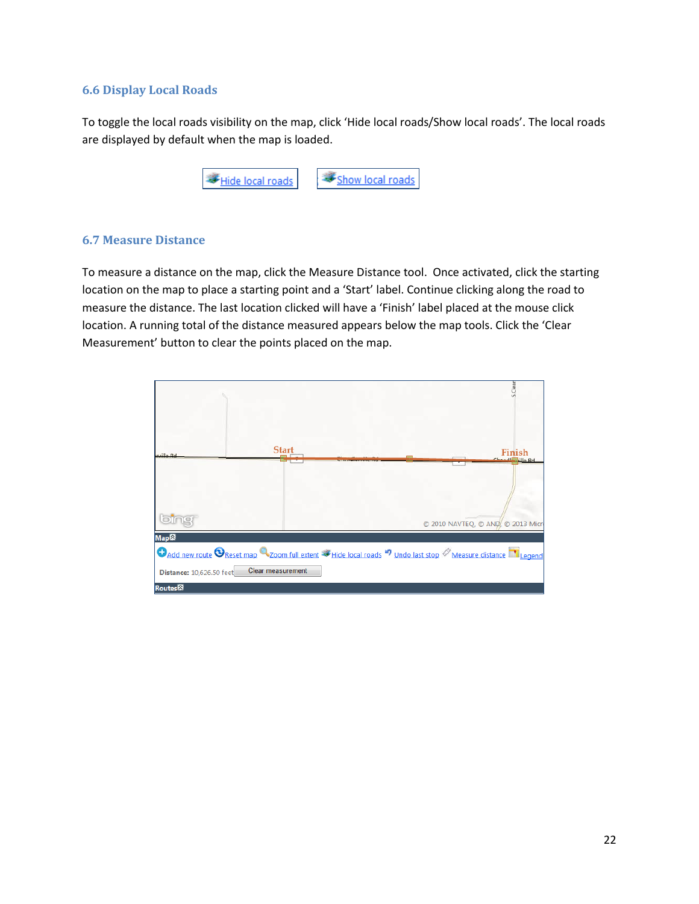## 6.6 Display Local Roads

To toggle the local roads visibility on the map, click 'Hide local roads/Show local roads'. The local roads are displayed by default when the map is loaded.

## 6.7 Measure Distance

To measure a distance on the map, click the Measure Distance tool. Once activated, click the starting location on the map to place a starting point and a 'Start' label. Continue clicking along the road to measure the distance. The last location clicked will have a 'Finish' label placed at the mouse click location. A running total of the distance measured appears below the map tools. Click the 'Clear Measurement' button to clear the points placed on the map.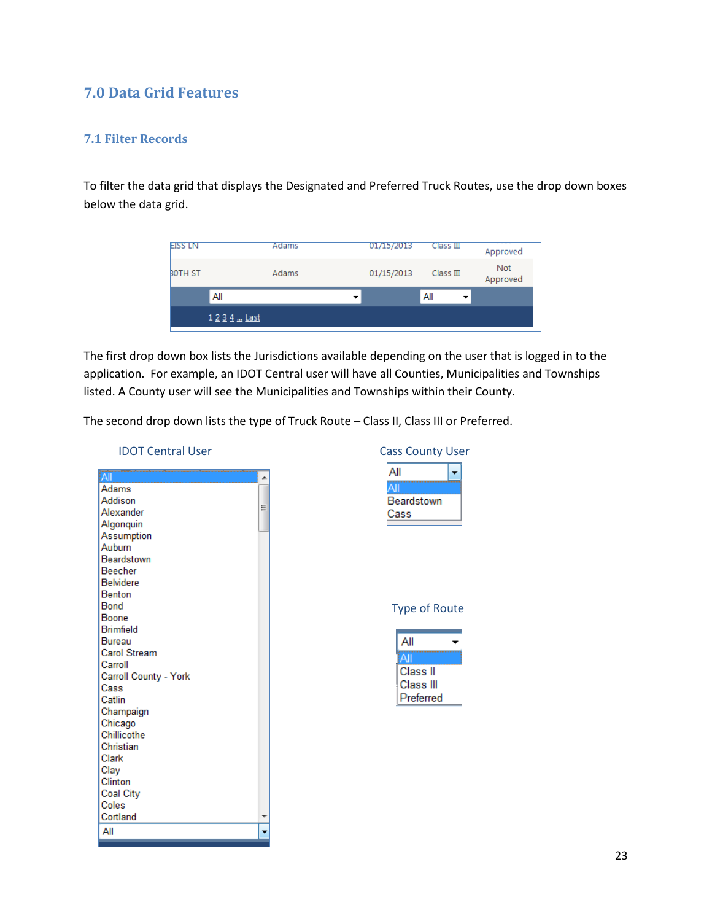## 7.0 Data Grid Features

### 7.1 Filter Records

To filter the data grid that displays the Designated and Preferred Truck Routes, use the drop down boxes below the data grid.

The first drop down box lists the Jurisdictions available depending on the user that is logged in to the application. For example, an IDOT Central user will have all Counties, Municipalities and Townships listed. A County user will see the Municipalities and Townships within their County.

The second drop down lists the type of Truck Route – Class II, Class III or Preferred.

IDOT Central User

Cass County User

Type of Route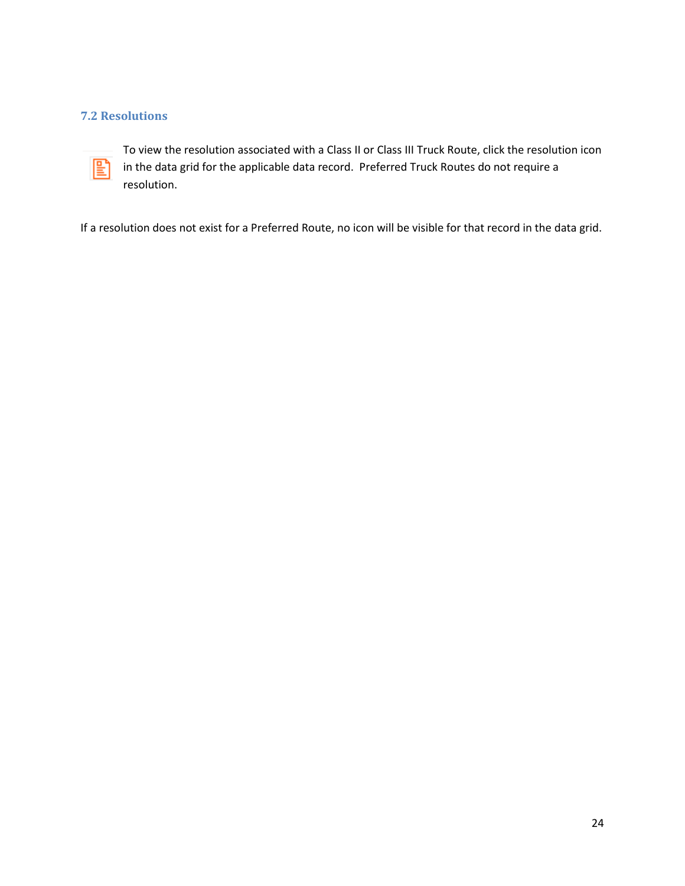### 7.2 Resolutions

To view the resolution associated with a Class II or Class III Truck Route, click the resolution icon in the data grid for the applicable data record.  Preferred Truck Routes do not require a resolution.

If a resolution does not exist for a Preferred Route, no icon will be visible for that record in the data grid.